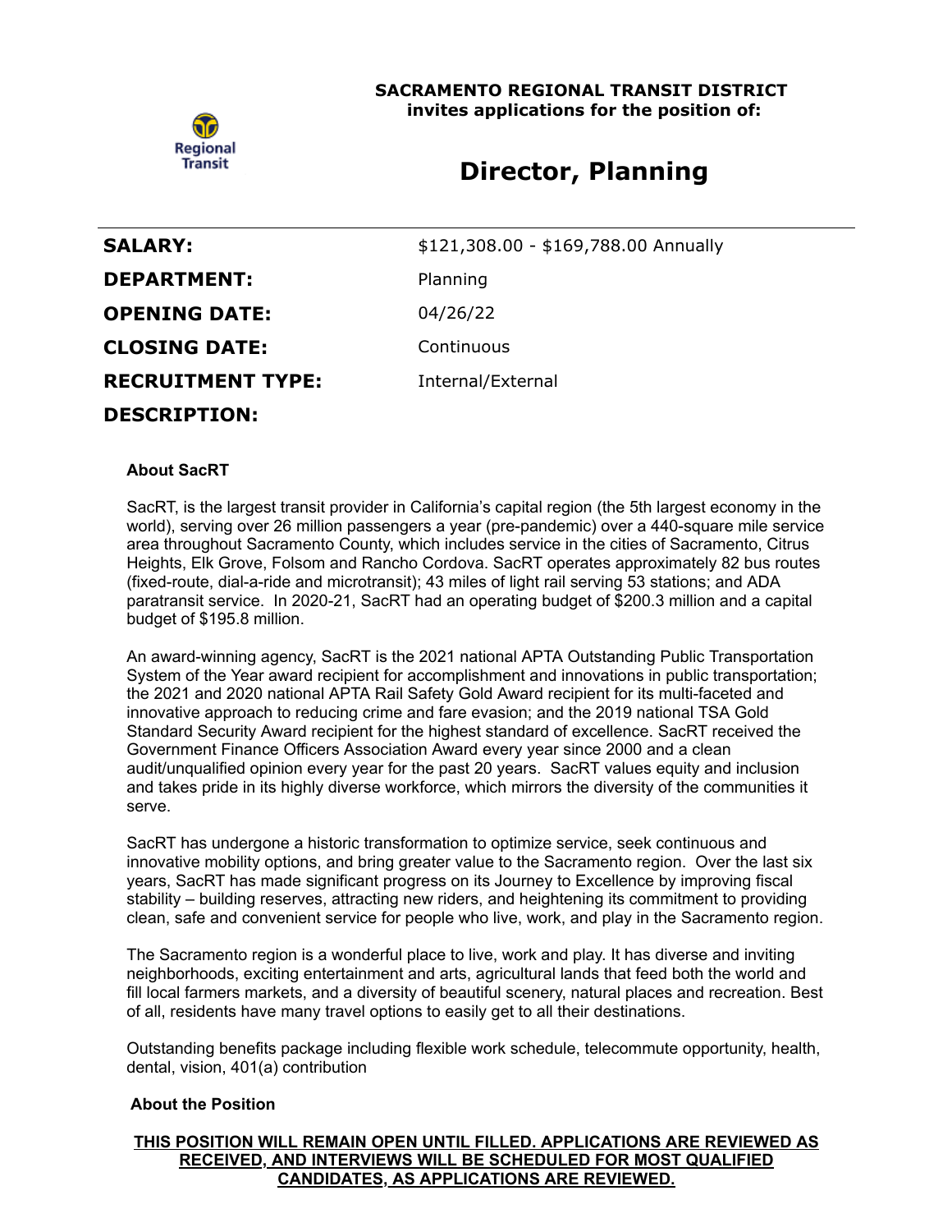**SACRAMENTO REGIONAL TRANSIT DISTRICT**
**invites applications for the position of:**

# Director, Planning

| | |
|---|---|
| **SALARY:** | $121,308.00 - $169,788.00 Annually |
| **DEPARTMENT:** | Planning |
| **OPENING DATE:** | 04/26/22 |
| **CLOSING DATE:** | Continuous |
| **RECRUITMENT TYPE:** | Internal/External |

**DESCRIPTION:**

**About SacRT**

SacRT, is the largest transit provider in California's capital region (the 5th largest economy in the world), serving over 26 million passengers a year (pre-pandemic) over a 440-square mile service area throughout Sacramento County, which includes service in the cities of Sacramento, Citrus Heights, Elk Grove, Folsom and Rancho Cordova. SacRT operates approximately 82 bus routes (fixed-route, dial-a-ride and microtransit); 43 miles of light rail serving 53 stations; and ADA paratransit service. In 2020-21, SacRT had an operating budget of $200.3 million and a capital budget of $195.8 million.

An award-winning agency, SacRT is the 2021 national APTA Outstanding Public Transportation System of the Year award recipient for accomplishment and innovations in public transportation; the 2021 and 2020 national APTA Rail Safety Gold Award recipient for its multi-faceted and innovative approach to reducing crime and fare evasion; and the 2019 national TSA Gold Standard Security Award recipient for the highest standard of excellence. SacRT received the Government Finance Officers Association Award every year since 2000 and a clean audit/unqualified opinion every year for the past 20 years. SacRT values equity and inclusion and takes pride in its highly diverse workforce, which mirrors the diversity of the communities it serve.

SacRT has undergone a historic transformation to optimize service, seek continuous and innovative mobility options, and bring greater value to the Sacramento region. Over the last six years, SacRT has made significant progress on its Journey to Excellence by improving fiscal stability – building reserves, attracting new riders, and heightening its commitment to providing clean, safe and convenient service for people who live, work, and play in the Sacramento region.

The Sacramento region is a wonderful place to live, work and play. It has diverse and inviting neighborhoods, exciting entertainment and arts, agricultural lands that feed both the world and fill local farmers markets, and a diversity of beautiful scenery, natural places and recreation. Best of all, residents have many travel options to easily get to all their destinations.

Outstanding benefits package including flexible work schedule, telecommute opportunity, health, dental, vision, 401(a) contribution

**About the Position**

**THIS POSITION WILL REMAIN OPEN UNTIL FILLED. APPLICATIONS ARE REVIEWED AS RECEIVED, AND INTERVIEWS WILL BE SCHEDULED FOR MOST QUALIFIED CANDIDATES, AS APPLICATIONS ARE REVIEWED.**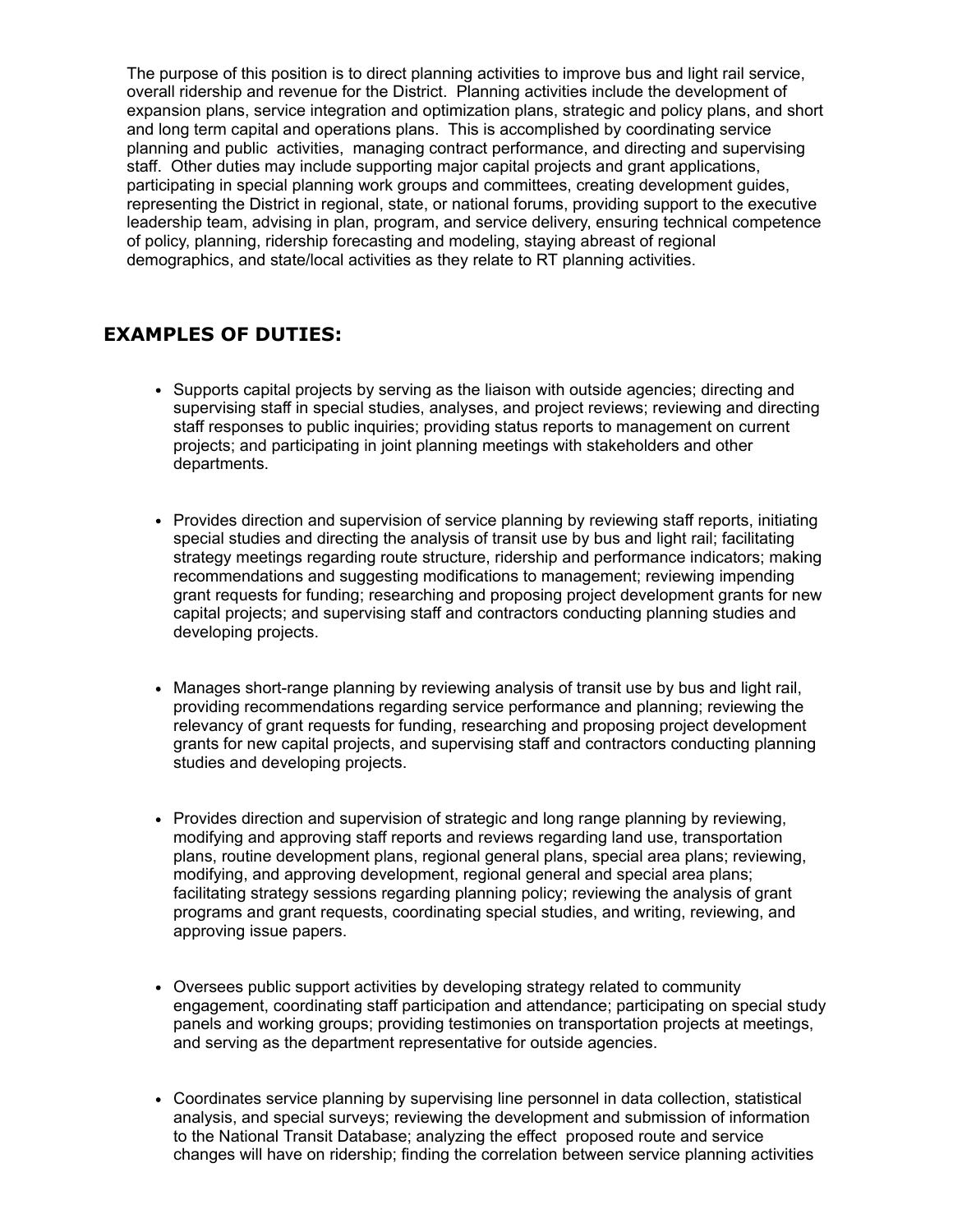The purpose of this position is to direct planning activities to improve bus and light rail service, overall ridership and revenue for the District. Planning activities include the development of expansion plans, service integration and optimization plans, strategic and policy plans, and short and long term capital and operations plans. This is accomplished by coordinating service planning and public activities, managing contract performance, and directing and supervising staff. Other duties may include supporting major capital projects and grant applications, participating in special planning work groups and committees, creating development guides, representing the District in regional, state, or national forums, providing support to the executive leadership team, advising in plan, program, and service delivery, ensuring technical competence of policy, planning, ridership forecasting and modeling, staying abreast of regional demographics, and state/local activities as they relate to RT planning activities.

## EXAMPLES OF DUTIES:

- Supports capital projects by serving as the liaison with outside agencies; directing and supervising staff in special studies, analyses, and project reviews; reviewing and directing staff responses to public inquiries; providing status reports to management on current projects; and participating in joint planning meetings with stakeholders and other departments.

- Provides direction and supervision of service planning by reviewing staff reports, initiating special studies and directing the analysis of transit use by bus and light rail; facilitating strategy meetings regarding route structure, ridership and performance indicators; making recommendations and suggesting modifications to management; reviewing impending grant requests for funding; researching and proposing project development grants for new capital projects; and supervising staff and contractors conducting planning studies and developing projects.

- Manages short-range planning by reviewing analysis of transit use by bus and light rail, providing recommendations regarding service performance and planning; reviewing the relevancy of grant requests for funding, researching and proposing project development grants for new capital projects, and supervising staff and contractors conducting planning studies and developing projects.

- Provides direction and supervision of strategic and long range planning by reviewing, modifying and approving staff reports and reviews regarding land use, transportation plans, routine development plans, regional general plans, special area plans; reviewing, modifying, and approving development, regional general and special area plans; facilitating strategy sessions regarding planning policy; reviewing the analysis of grant programs and grant requests, coordinating special studies, and writing, reviewing, and approving issue papers.

- Oversees public support activities by developing strategy related to community engagement, coordinating staff participation and attendance; participating on special study panels and working groups; providing testimonies on transportation projects at meetings, and serving as the department representative for outside agencies.

- Coordinates service planning by supervising line personnel in data collection, statistical analysis, and special surveys; reviewing the development and submission of information to the National Transit Database; analyzing the effect proposed route and service changes will have on ridership; finding the correlation between service planning activities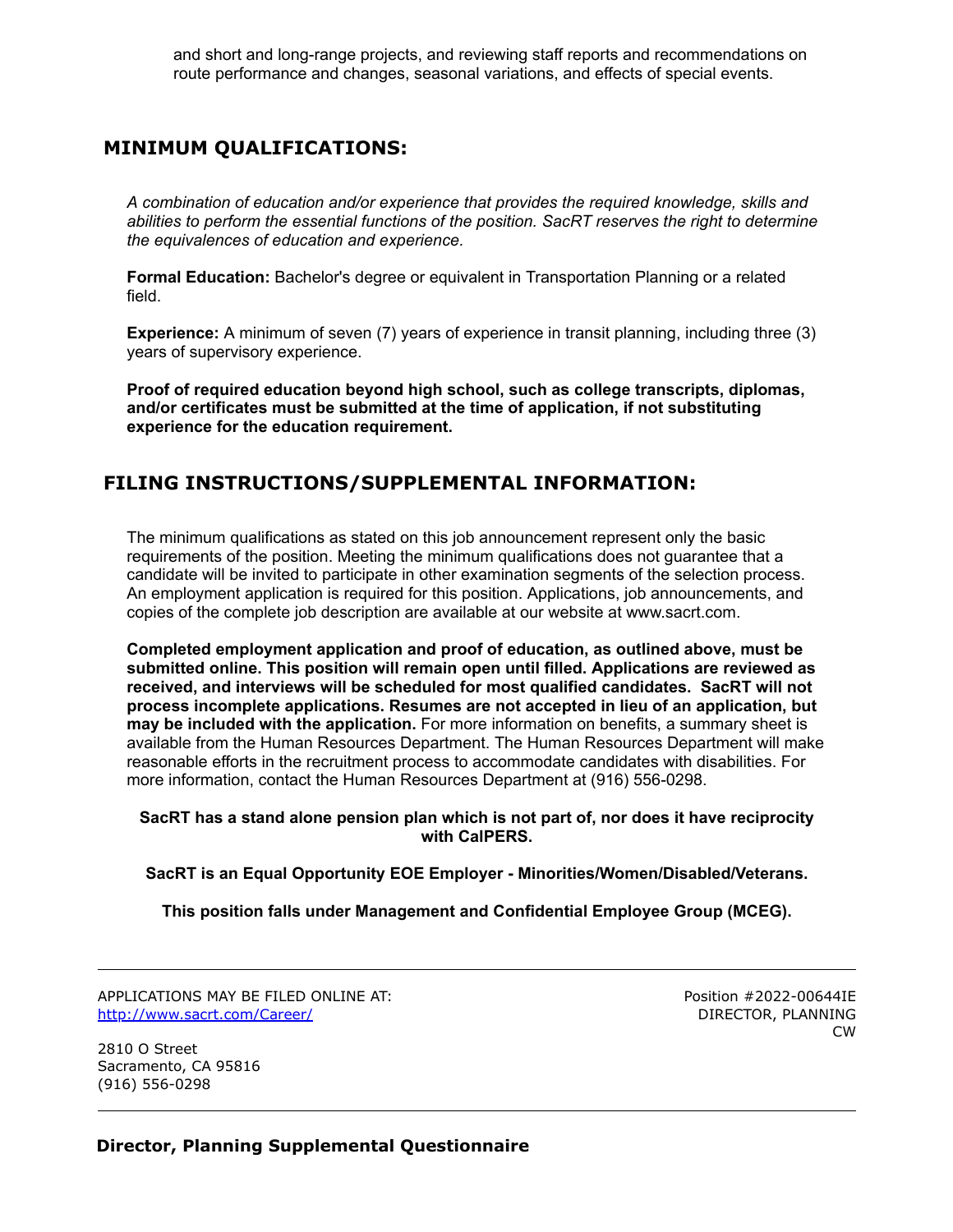and short and long-range projects, and reviewing staff reports and recommendations on route performance and changes, seasonal variations, and effects of special events.

## MINIMUM QUALIFICATIONS:

*A combination of education and/or experience that provides the required knowledge, skills and abilities to perform the essential functions of the position. SacRT reserves the right to determine the equivalences of education and experience.*

**Formal Education:** Bachelor's degree or equivalent in Transportation Planning or a related field.

**Experience:** A minimum of seven (7) years of experience in transit planning, including three (3) years of supervisory experience.

**Proof of required education beyond high school, such as college transcripts, diplomas, and/or certificates must be submitted at the time of application, if not substituting experience for the education requirement.**

## FILING INSTRUCTIONS/SUPPLEMENTAL INFORMATION:

The minimum qualifications as stated on this job announcement represent only the basic requirements of the position. Meeting the minimum qualifications does not guarantee that a candidate will be invited to participate in other examination segments of the selection process. An employment application is required for this position. Applications, job announcements, and copies of the complete job description are available at our website at www.sacrt.com.

**Completed employment application and proof of education, as outlined above, must be submitted online. This position will remain open until filled. Applications are reviewed as received, and interviews will be scheduled for most qualified candidates. SacRT will not process incomplete applications. Resumes are not accepted in lieu of an application, but may be included with the application.** For more information on benefits, a summary sheet is available from the Human Resources Department. The Human Resources Department will make reasonable efforts in the recruitment process to accommodate candidates with disabilities. For more information, contact the Human Resources Department at (916) 556-0298.

**SacRT has a stand alone pension plan which is not part of, nor does it have reciprocity with CalPERS.**

**SacRT is an Equal Opportunity EOE Employer - Minorities/Women/Disabled/Veterans.**

**This position falls under Management and Confidential Employee Group (MCEG).**

---

APPLICATIONS MAY BE FILED ONLINE AT:
[http://www.sacrt.com/Career/](http://www.sacrt.com/Career/)

Position #2022-00644IE
DIRECTOR, PLANNING
CW

2810 O Street
Sacramento, CA 95816
(916) 556-0298

---

## Director, Planning Supplemental Questionnaire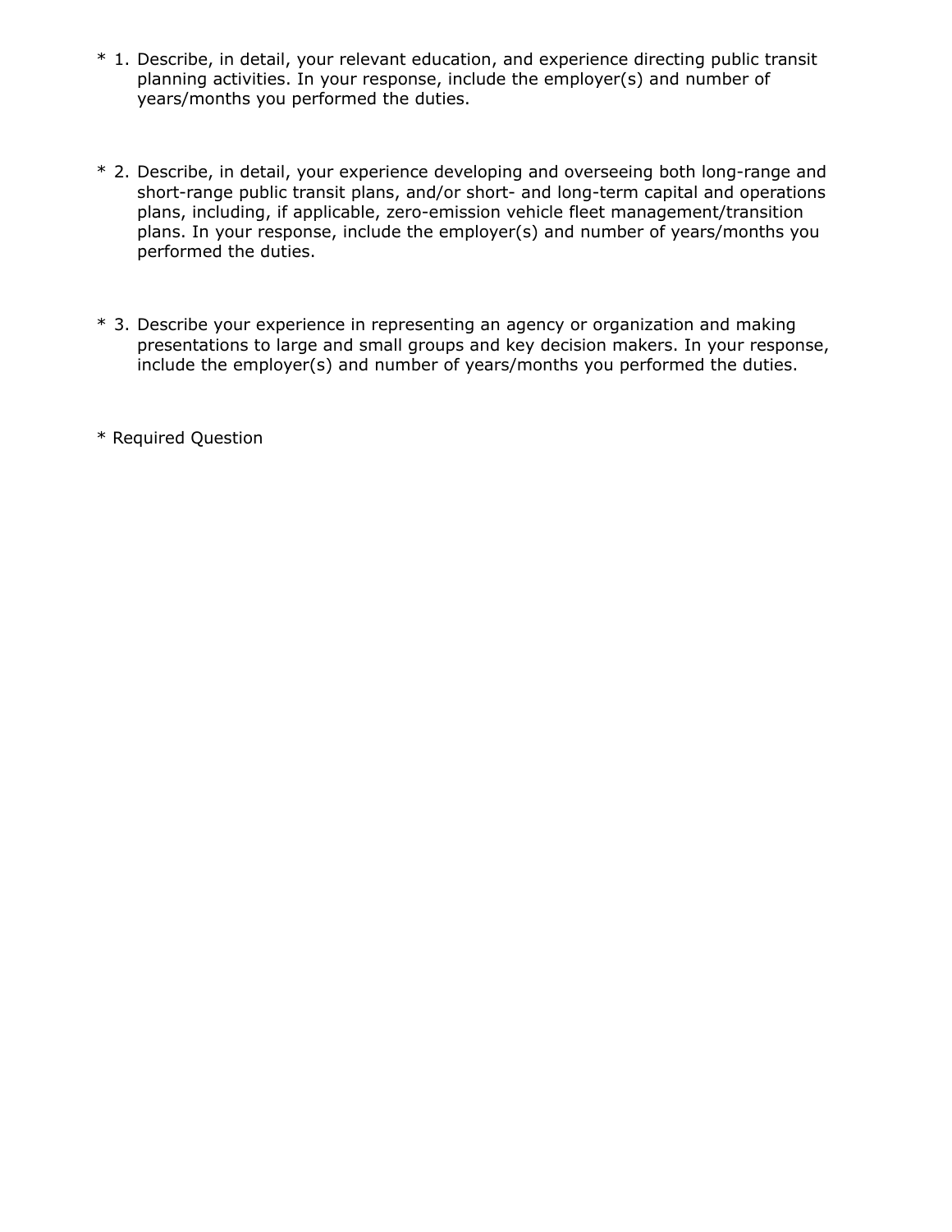* 1. Describe, in detail, your relevant education, and experience directing public transit planning activities. In your response, include the employer(s) and number of years/months you performed the duties.

* 2. Describe, in detail, your experience developing and overseeing both long-range and short-range public transit plans, and/or short- and long-term capital and operations plans, including, if applicable, zero-emission vehicle fleet management/transition plans. In your response, include the employer(s) and number of years/months you performed the duties.

* 3. Describe your experience in representing an agency or organization and making presentations to large and small groups and key decision makers. In your response, include the employer(s) and number of years/months you performed the duties.

* Required Question